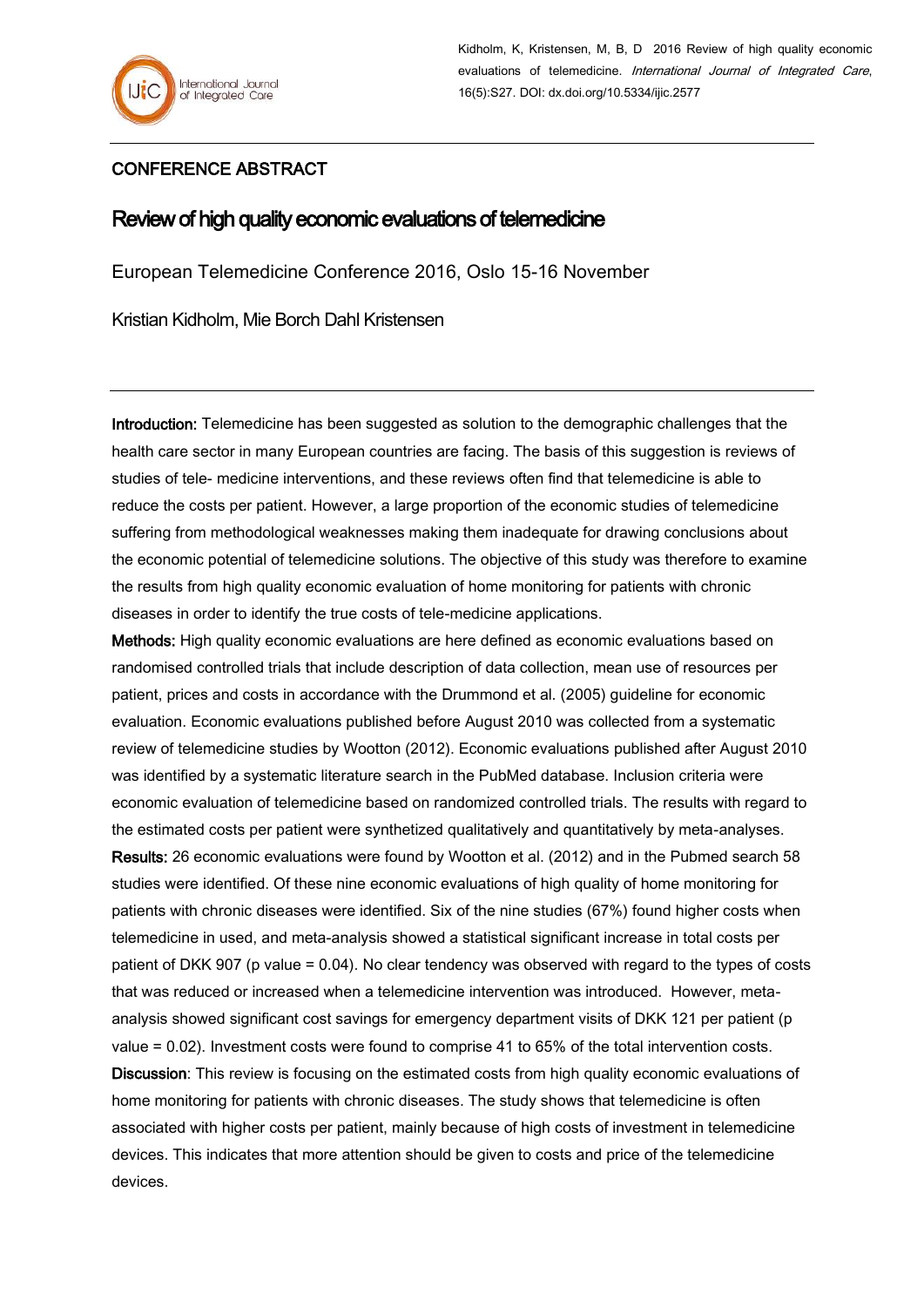## CONFERENCE ABSTRACT

# Review of high quality economic evaluations of telemedicine

European Telemedicine Conference 2016, Oslo 15-16 November

Kristian Kidholm, Mie Borch Dahl Kristensen

**Introduction:** Telemedicine has been suggested as solution to the demographic challenges that the health care sector in many European countries are facing. The basis of this suggestion is reviews of studies of tele- medicine interventions, and these reviews often find that telemedicine is able to reduce the costs per patient. However, a large proportion of the economic studies of telemedicine suffering from methodological weaknesses making them inadequate for drawing conclusions about the economic potential of telemedicine solutions. The objective of this study was therefore to examine the results from high quality economic evaluation of home monitoring for patients with chronic diseases in order to identify the true costs of tele-medicine applications.

**Methods:** High quality economic evaluations are here defined as economic evaluations based on randomised controlled trials that include description of data collection, mean use of resources per patient, prices and costs in accordance with the Drummond et al. (2005) guideline for economic evaluation. Economic evaluations published before August 2010 was collected from a systematic review of telemedicine studies by Wootton (2012). Economic evaluations published after August 2010 was identified by a systematic literature search in the PubMed database. Inclusion criteria were economic evaluation of telemedicine based on randomized controlled trials. The results with regard to the estimated costs per patient were synthetized qualitatively and quantitatively by meta-analyses.

**Results:** 26 economic evaluations were found by Wootton et al. (2012) and in the Pubmed search 58 studies were identified. Of these nine economic evaluations of high quality of home monitoring for patients with chronic diseases were identified. Six of the nine studies (67%) found higher costs when telemedicine in used, and meta-analysis showed a statistical significant increase in total costs per patient of DKK 907 (p value = 0.04). No clear tendency was observed with regard to the types of costs that was reduced or increased when a telemedicine intervention was introduced. However, meta-analysis showed significant cost savings for emergency department visits of DKK 121 per patient (p value = 0.02). Investment costs were found to comprise 41 to 65% of the total intervention costs.

**Discussion**: This review is focusing on the estimated costs from high quality economic evaluations of home monitoring for patients with chronic diseases. The study shows that telemedicine is often associated with higher costs per patient, mainly because of high costs of investment in telemedicine devices. This indicates that more attention should be given to costs and price of the telemedicine devices.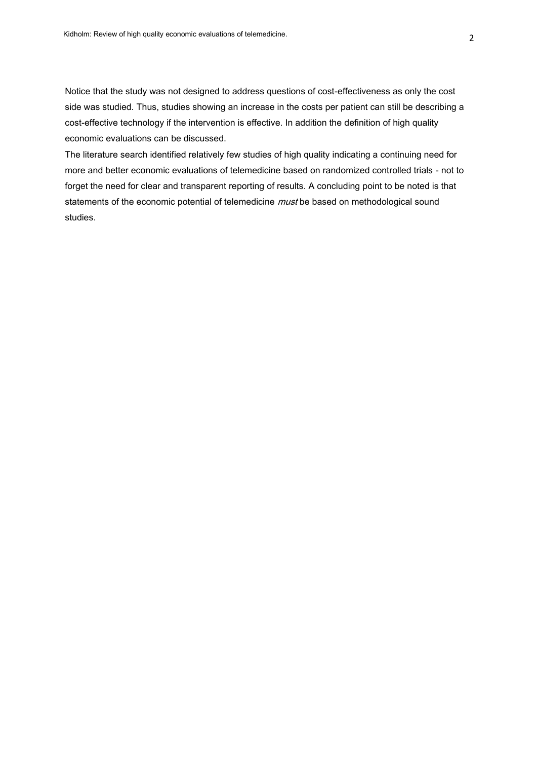Notice that the study was not designed to address questions of cost-effectiveness as only the cost side was studied. Thus, studies showing an increase in the costs per patient can still be describing a cost-effective technology if the intervention is effective. In addition the definition of high quality economic evaluations can be discussed.

The literature search identified relatively few studies of high quality indicating a continuing need for more and better economic evaluations of telemedicine based on randomized controlled trials - not to forget the need for clear and transparent reporting of results. A concluding point to be noted is that statements of the economic potential of telemedicine *must* be based on methodological sound studies.